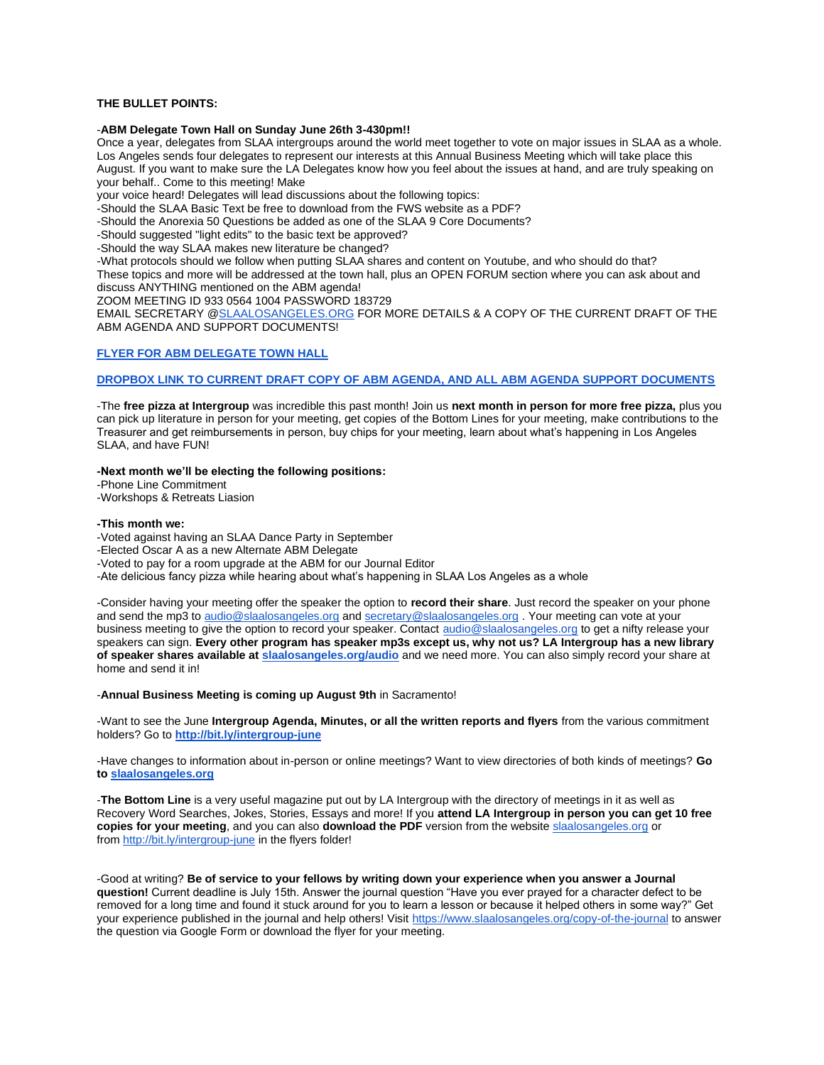**THE BULLET POINTS:**

-**ABM Delegate Town Hall on Sunday June 26th 3-430pm!!**

Once a year, delegates from SLAA intergroups around the world meet together to vote on major issues in SLAA as a whole. Los Angeles sends four delegates to represent our interests at this Annual Business Meeting which will take place this August. If you want to make sure the LA Delegates know how you feel about the issues at hand, and are truly speaking on your behalf.. Come to this meeting! Make
your voice heard! Delegates will lead discussions about the following topics:

-Should the SLAA Basic Text be free to download from the FWS website as a PDF?
-Should the Anorexia 50 Questions be added as one of the SLAA 9 Core Documents?
-Should suggested "light edits" to the basic text be approved?
-Should the way SLAA makes new literature be changed?
-What protocols should we follow when putting SLAA shares and content on Youtube, and who should do that?

These topics and more will be addressed at the town hall, plus an OPEN FORUM section where you can ask about and discuss ANYTHING mentioned on the ABM agenda!

ZOOM MEETING ID 933 0564 1004 PASSWORD 183729

EMAIL SECRETARY @SLAALOSANGELES.ORG FOR MORE DETAILS & A COPY OF THE CURRENT DRAFT OF THE ABM AGENDA AND SUPPORT DOCUMENTS!

**FLYER FOR ABM DELEGATE TOWN HALL**

**DROPBOX LINK TO CURRENT DRAFT COPY OF ABM AGENDA, AND ALL ABM AGENDA SUPPORT DOCUMENTS**

-The **free pizza at Intergroup** was incredible this past month! Join us **next month in person for more free pizza,** plus you can pick up literature in person for your meeting, get copies of the Bottom Lines for your meeting, make contributions to the Treasurer and get reimbursements in person, buy chips for your meeting, learn about what's happening in Los Angeles SLAA, and have FUN!

**-Next month we'll be electing the following positions:**

-Phone Line Commitment
-Workshops & Retreats Liasion

**-This month we:**

-Voted against having an SLAA Dance Party in September
-Elected Oscar A as a new Alternate ABM Delegate
-Voted to pay for a room upgrade at the ABM for our Journal Editor
-Ate delicious fancy pizza while hearing about what's happening in SLAA Los Angeles as a whole

-Consider having your meeting offer the speaker the option to **record their share**. Just record the speaker on your phone and send the mp3 to audio@slaalosangeles.org and secretary@slaalosangeles.org . Your meeting can vote at your business meeting to give the option to record your speaker. Contact audio@slaalosangeles.org to get a nifty release your speakers can sign. **Every other program has speaker mp3s except us, why not us? LA Intergroup has a new library of speaker shares available at slaalosangeles.org/audio** and we need more. You can also simply record your share at home and send it in!

-**Annual Business Meeting is coming up August 9th** in Sacramento!

-Want to see the June **Intergroup Agenda, Minutes, or all the written reports and flyers** from the various commitment holders? Go to **http://bit.ly/intergroup-june**

-Have changes to information about in-person or online meetings? Want to view directories of both kinds of meetings? **Go to slaalosangeles.org**

-**The Bottom Line** is a very useful magazine put out by LA Intergroup with the directory of meetings in it as well as Recovery Word Searches, Jokes, Stories, Essays and more! If you **attend LA Intergroup in person you can get 10 free copies for your meeting**, and you can also **download the PDF** version from the website slaalosangeles.org or from http://bit.ly/intergroup-june in the flyers folder!

-Good at writing? **Be of service to your fellows by writing down your experience when you answer a Journal question!** Current deadline is July 15th. Answer the journal question "Have you ever prayed for a character defect to be removed for a long time and found it stuck around for you to learn a lesson or because it helped others in some way?" Get your experience published in the journal and help others! Visit https://www.slaalosangeles.org/copy-of-the-journal to answer the question via Google Form or download the flyer for your meeting.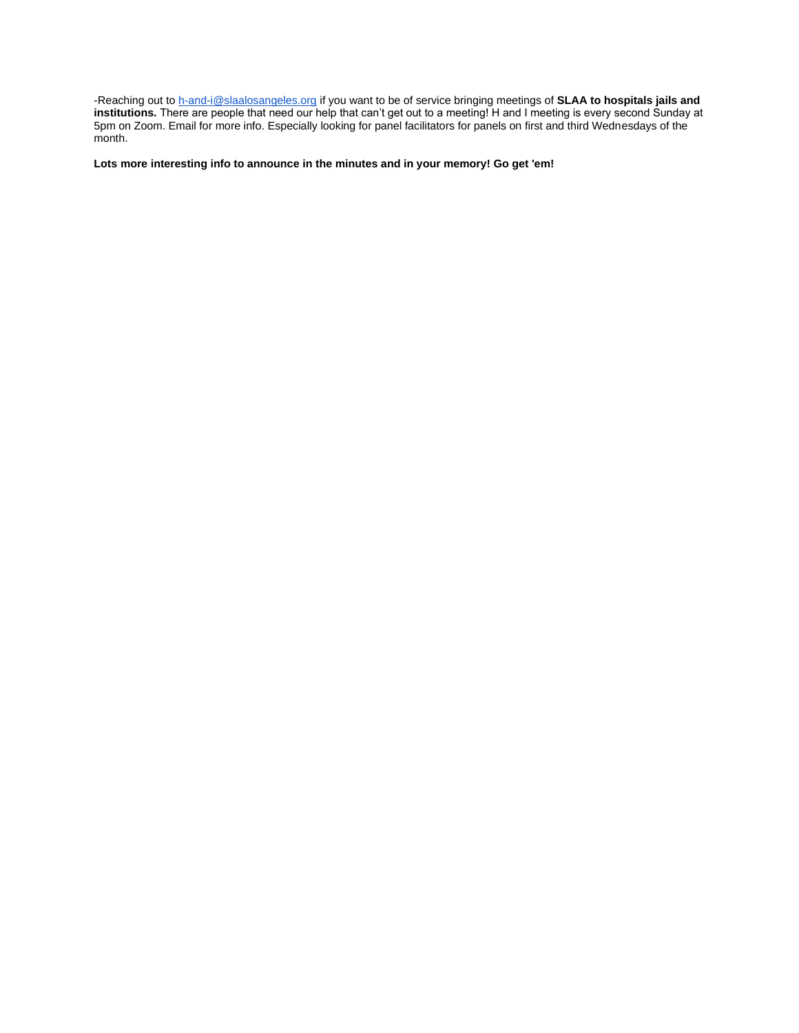-Reaching out to [h-and-i@slaalosangeles.org](mailto:h-and-i@slaalosangeles.org) if you want to be of service bringing meetings of **SLAA to hospitals jails and institutions.** There are people that need our help that can't get out to a meeting! H and I meeting is every second Sunday at 5pm on Zoom. Email for more info. Especially looking for panel facilitators for panels on first and third Wednesdays of the month.

**Lots more interesting info to announce in the minutes and in your memory! Go get 'em!**